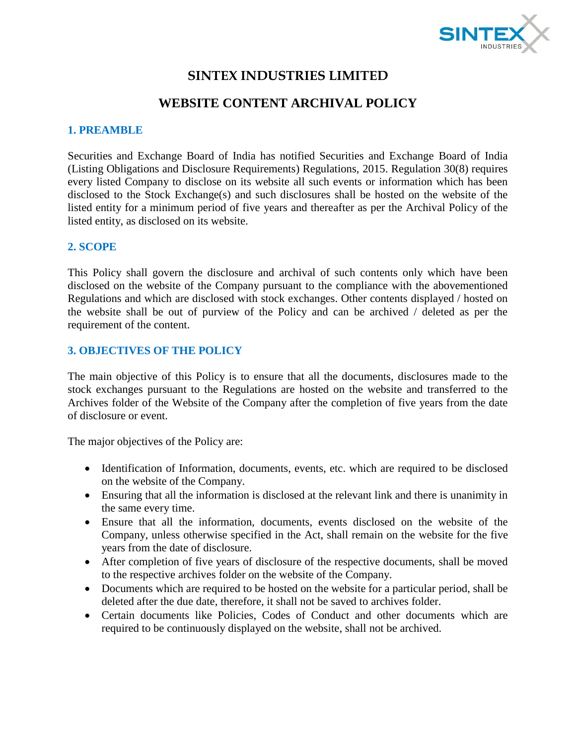# SINTEX INDUSTRIES LIMITED

# WEBSITE CONTENT ARCHIVAL POLICY

## 1. PREAMBLE

Securities and Exchange Board of India has notified Securities and Exchange Board of India (Listing Obligations and Disclosure Requirements) Regulations, 2015. Regulation 30(8) requires every listed Company to disclose on its website all such events or information which has been disclosed to the Stock Exchange(s) and such disclosures shall be hosted on the website of the listed entity for a minimum period of five years and thereafter as per the Archival Policy of the listed entity, as disclosed on its website.

## 2. SCOPE

This Policy shall govern the disclosure and archival of such contents only which have been disclosed on the website of the Company pursuant to the compliance with the abovementioned Regulations and which are disclosed with stock exchanges. Other contents displayed / hosted on the website shall be out of purview of the Policy and can be archived / deleted as per the requirement of the content.

## 3. OBJECTIVES OF THE POLICY

The main objective of this Policy is to ensure that all the documents, disclosures made to the stock exchanges pursuant to the Regulations are hosted on the website and transferred to the Archives folder of the Website of the Company after the completion of five years from the date of disclosure or event.

The major objectives of the Policy are:

- Identification of Information, documents, events, etc. which are required to be disclosed on the website of the Company.
- Ensuring that all the information is disclosed at the relevant link and there is unanimity in the same every time.
- Ensure that all the information, documents, events disclosed on the website of the Company, unless otherwise specified in the Act, shall remain on the website for the five years from the date of disclosure.
- After completion of five years of disclosure of the respective documents, shall be moved to the respective archives folder on the website of the Company.
- Documents which are required to be hosted on the website for a particular period, shall be deleted after the due date, therefore, it shall not be saved to archives folder.
- Certain documents like Policies, Codes of Conduct and other documents which are required to be continuously displayed on the website, shall not be archived.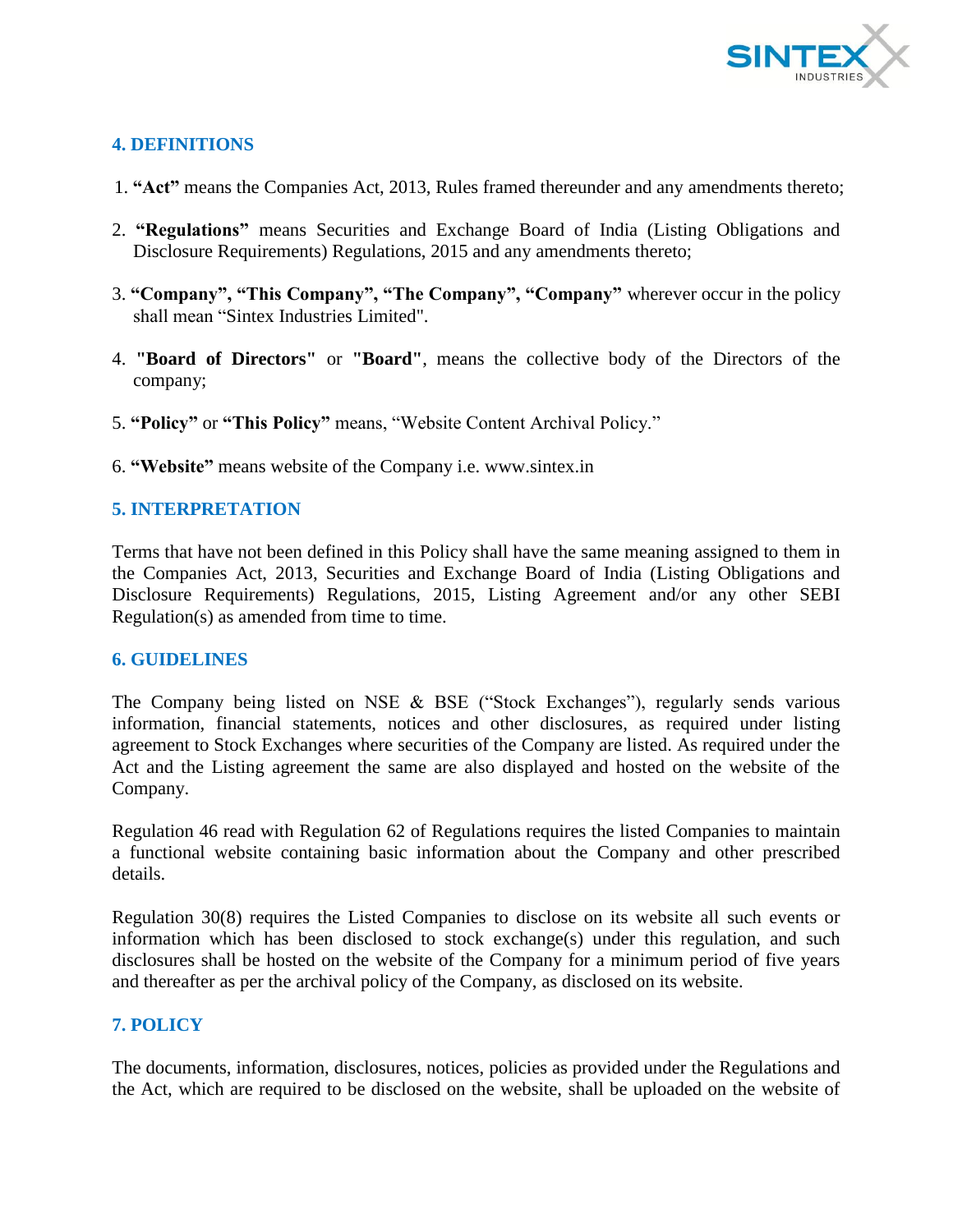## 4. DEFINITIONS

1. **"Act"** means the Companies Act, 2013, Rules framed thereunder and any amendments thereto;
2. **"Regulations"** means Securities and Exchange Board of India (Listing Obligations and Disclosure Requirements) Regulations, 2015 and any amendments thereto;
3. **"Company", "This Company", "The Company", "Company"** wherever occur in the policy shall mean "Sintex Industries Limited".
4. **"Board of Directors"** or **"Board"**, means the collective body of the Directors of the company;
5. **"Policy"** or **"This Policy"** means, "Website Content Archival Policy."
6. **"Website"** means website of the Company i.e. www.sintex.in

## 5. INTERPRETATION

Terms that have not been defined in this Policy shall have the same meaning assigned to them in the Companies Act, 2013, Securities and Exchange Board of India (Listing Obligations and Disclosure Requirements) Regulations, 2015, Listing Agreement and/or any other SEBI Regulation(s) as amended from time to time.

## 6. GUIDELINES

The Company being listed on NSE & BSE ("Stock Exchanges"), regularly sends various information, financial statements, notices and other disclosures, as required under listing agreement to Stock Exchanges where securities of the Company are listed. As required under the Act and the Listing agreement the same are also displayed and hosted on the website of the Company.

Regulation 46 read with Regulation 62 of Regulations requires the listed Companies to maintain a functional website containing basic information about the Company and other prescribed details.

Regulation 30(8) requires the Listed Companies to disclose on its website all such events or information which has been disclosed to stock exchange(s) under this regulation, and such disclosures shall be hosted on the website of the Company for a minimum period of five years and thereafter as per the archival policy of the Company, as disclosed on its website.

## 7. POLICY

The documents, information, disclosures, notices, policies as provided under the Regulations and the Act, which are required to be disclosed on the website, shall be uploaded on the website of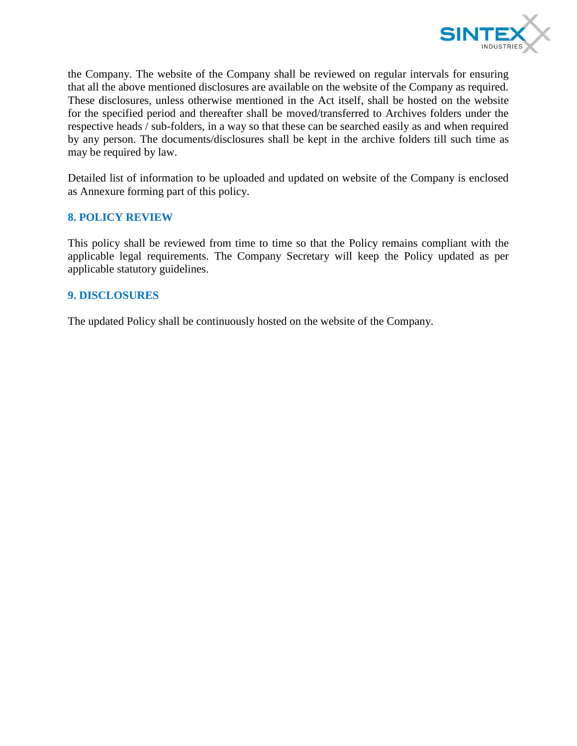the Company. The website of the Company shall be reviewed on regular intervals for ensuring that all the above mentioned disclosures are available on the website of the Company as required. These disclosures, unless otherwise mentioned in the Act itself, shall be hosted on the website for the specified period and thereafter shall be moved/transferred to Archives folders under the respective heads / sub-folders, in a way so that these can be searched easily as and when required by any person. The documents/disclosures shall be kept in the archive folders till such time as may be required by law.

Detailed list of information to be uploaded and updated on website of the Company is enclosed as Annexure forming part of this policy.

## 8. POLICY REVIEW

This policy shall be reviewed from time to time so that the Policy remains compliant with the applicable legal requirements. The Company Secretary will keep the Policy updated as per applicable statutory guidelines.

## 9. DISCLOSURES

The updated Policy shall be continuously hosted on the website of the Company.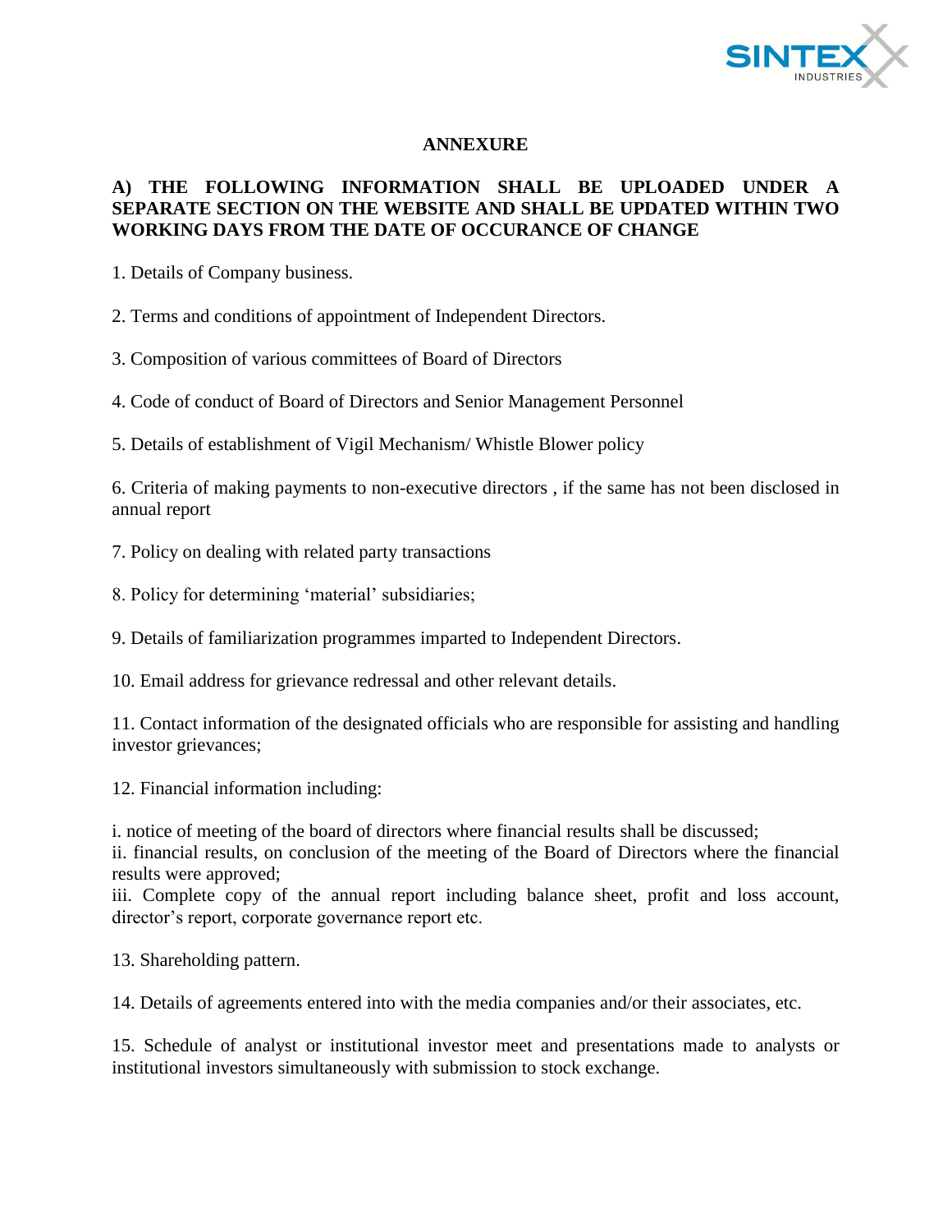## ANNEXURE

### A) THE FOLLOWING INFORMATION SHALL BE UPLOADED UNDER A SEPARATE SECTION ON THE WEBSITE AND SHALL BE UPDATED WITHIN TWO WORKING DAYS FROM THE DATE OF OCCURANCE OF CHANGE

1. Details of Company business.

2. Terms and conditions of appointment of Independent Directors.

3. Composition of various committees of Board of Directors

4. Code of conduct of Board of Directors and Senior Management Personnel

5. Details of establishment of Vigil Mechanism/ Whistle Blower policy

6. Criteria of making payments to non-executive directors , if the same has not been disclosed in annual report

7. Policy on dealing with related party transactions

8. Policy for determining 'material' subsidiaries;

9. Details of familiarization programmes imparted to Independent Directors.

10. Email address for grievance redressal and other relevant details.

11. Contact information of the designated officials who are responsible for assisting and handling investor grievances;

12. Financial information including:

i. notice of meeting of the board of directors where financial results shall be discussed;
ii. financial results, on conclusion of the meeting of the Board of Directors where the financial results were approved;
iii. Complete copy of the annual report including balance sheet, profit and loss account, director's report, corporate governance report etc.

13. Shareholding pattern.

14. Details of agreements entered into with the media companies and/or their associates, etc.

15. Schedule of analyst or institutional investor meet and presentations made to analysts or institutional investors simultaneously with submission to stock exchange.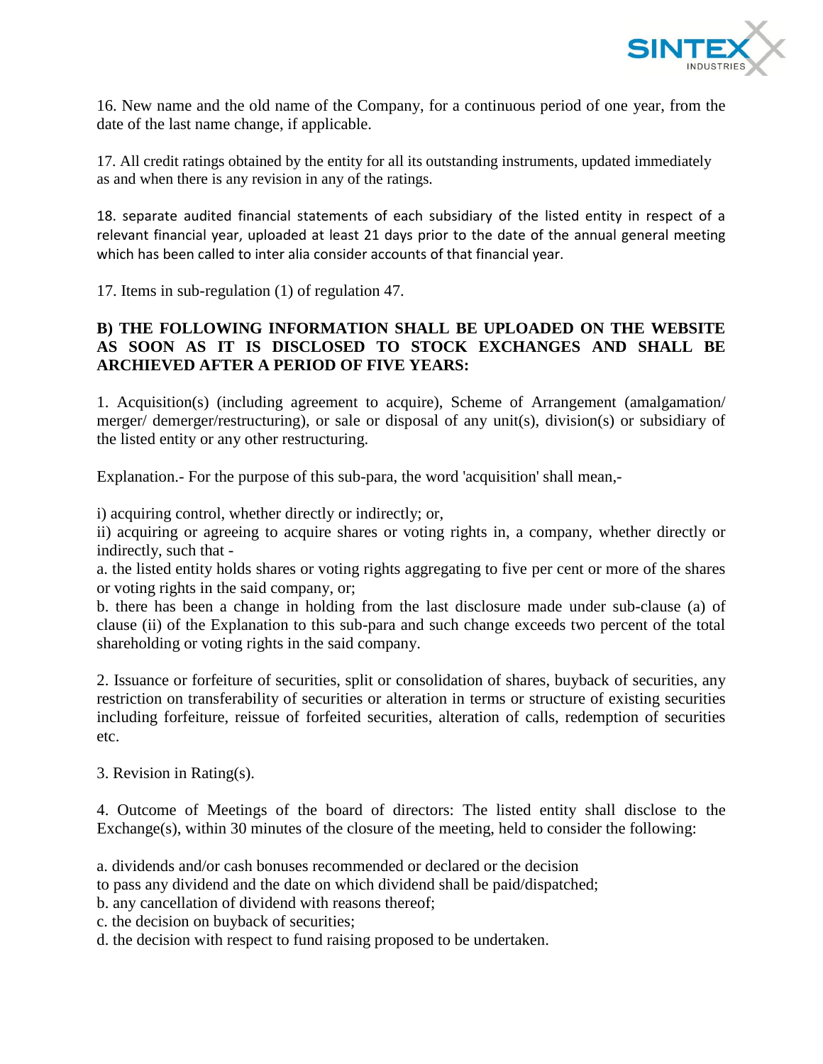16. New name and the old name of the Company, for a continuous period of one year, from the date of the last name change, if applicable.

17. All credit ratings obtained by the entity for all its outstanding instruments, updated immediately as and when there is any revision in any of the ratings.

18. separate audited financial statements of each subsidiary of the listed entity in respect of a relevant financial year, uploaded at least 21 days prior to the date of the annual general meeting which has been called to inter alia consider accounts of that financial year.

17. Items in sub-regulation (1) of regulation 47.

**B) THE FOLLOWING INFORMATION SHALL BE UPLOADED ON THE WEBSITE AS SOON AS IT IS DISCLOSED TO STOCK EXCHANGES AND SHALL BE ARCHIEVED AFTER A PERIOD OF FIVE YEARS:**

1. Acquisition(s) (including agreement to acquire), Scheme of Arrangement (amalgamation/ merger/ demerger/restructuring), or sale or disposal of any unit(s), division(s) or subsidiary of the listed entity or any other restructuring.

Explanation.- For the purpose of this sub-para, the word 'acquisition' shall mean,-

i) acquiring control, whether directly or indirectly; or,
ii) acquiring or agreeing to acquire shares or voting rights in, a company, whether directly or indirectly, such that -
a. the listed entity holds shares or voting rights aggregating to five per cent or more of the shares or voting rights in the said company, or;
b. there has been a change in holding from the last disclosure made under sub-clause (a) of clause (ii) of the Explanation to this sub-para and such change exceeds two percent of the total shareholding or voting rights in the said company.

2. Issuance or forfeiture of securities, split or consolidation of shares, buyback of securities, any restriction on transferability of securities or alteration in terms or structure of existing securities including forfeiture, reissue of forfeited securities, alteration of calls, redemption of securities etc.

3. Revision in Rating(s).

4. Outcome of Meetings of the board of directors: The listed entity shall disclose to the Exchange(s), within 30 minutes of the closure of the meeting, held to consider the following:

a. dividends and/or cash bonuses recommended or declared or the decision to pass any dividend and the date on which dividend shall be paid/dispatched;
b. any cancellation of dividend with reasons thereof;
c. the decision on buyback of securities;
d. the decision with respect to fund raising proposed to be undertaken.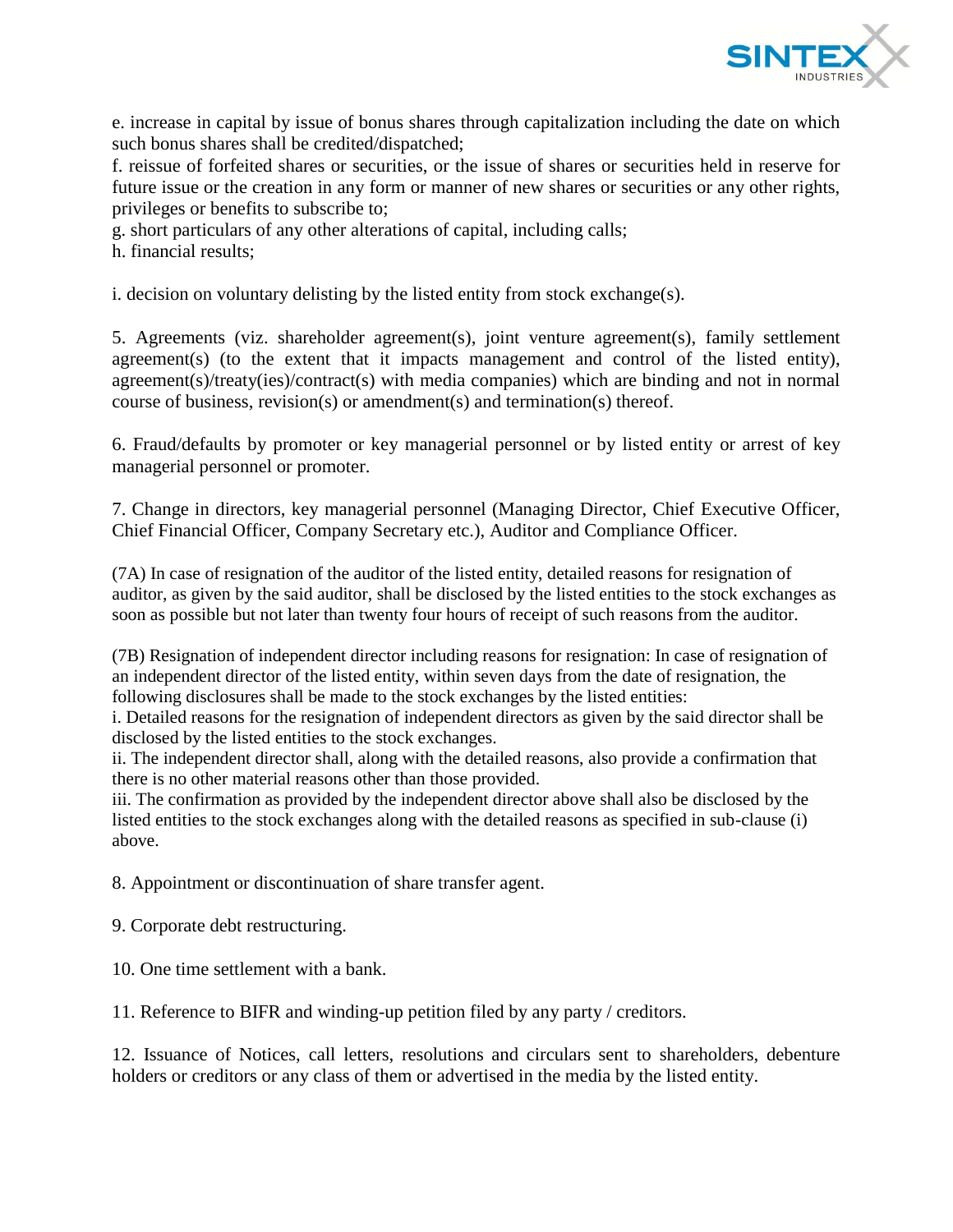e. increase in capital by issue of bonus shares through capitalization including the date on which such bonus shares shall be credited/dispatched;
f. reissue of forfeited shares or securities, or the issue of shares or securities held in reserve for future issue or the creation in any form or manner of new shares or securities or any other rights, privileges or benefits to subscribe to;
g. short particulars of any other alterations of capital, including calls;
h. financial results;

i. decision on voluntary delisting by the listed entity from stock exchange(s).

5. Agreements (viz. shareholder agreement(s), joint venture agreement(s), family settlement agreement(s) (to the extent that it impacts management and control of the listed entity), agreement(s)/treaty(ies)/contract(s) with media companies) which are binding and not in normal course of business, revision(s) or amendment(s) and termination(s) thereof.

6. Fraud/defaults by promoter or key managerial personnel or by listed entity or arrest of key managerial personnel or promoter.

7. Change in directors, key managerial personnel (Managing Director, Chief Executive Officer, Chief Financial Officer, Company Secretary etc.), Auditor and Compliance Officer.

(7A) In case of resignation of the auditor of the listed entity, detailed reasons for resignation of auditor, as given by the said auditor, shall be disclosed by the listed entities to the stock exchanges as soon as possible but not later than twenty four hours of receipt of such reasons from the auditor.

(7B) Resignation of independent director including reasons for resignation: In case of resignation of an independent director of the listed entity, within seven days from the date of resignation, the following disclosures shall be made to the stock exchanges by the listed entities:
i. Detailed reasons for the resignation of independent directors as given by the said director shall be disclosed by the listed entities to the stock exchanges.
ii. The independent director shall, along with the detailed reasons, also provide a confirmation that there is no other material reasons other than those provided.
iii. The confirmation as provided by the independent director above shall also be disclosed by the listed entities to the stock exchanges along with the detailed reasons as specified in sub-clause (i) above.

8. Appointment or discontinuation of share transfer agent.

9. Corporate debt restructuring.

10. One time settlement with a bank.

11. Reference to BIFR and winding-up petition filed by any party / creditors.

12. Issuance of Notices, call letters, resolutions and circulars sent to shareholders, debenture holders or creditors or any class of them or advertised in the media by the listed entity.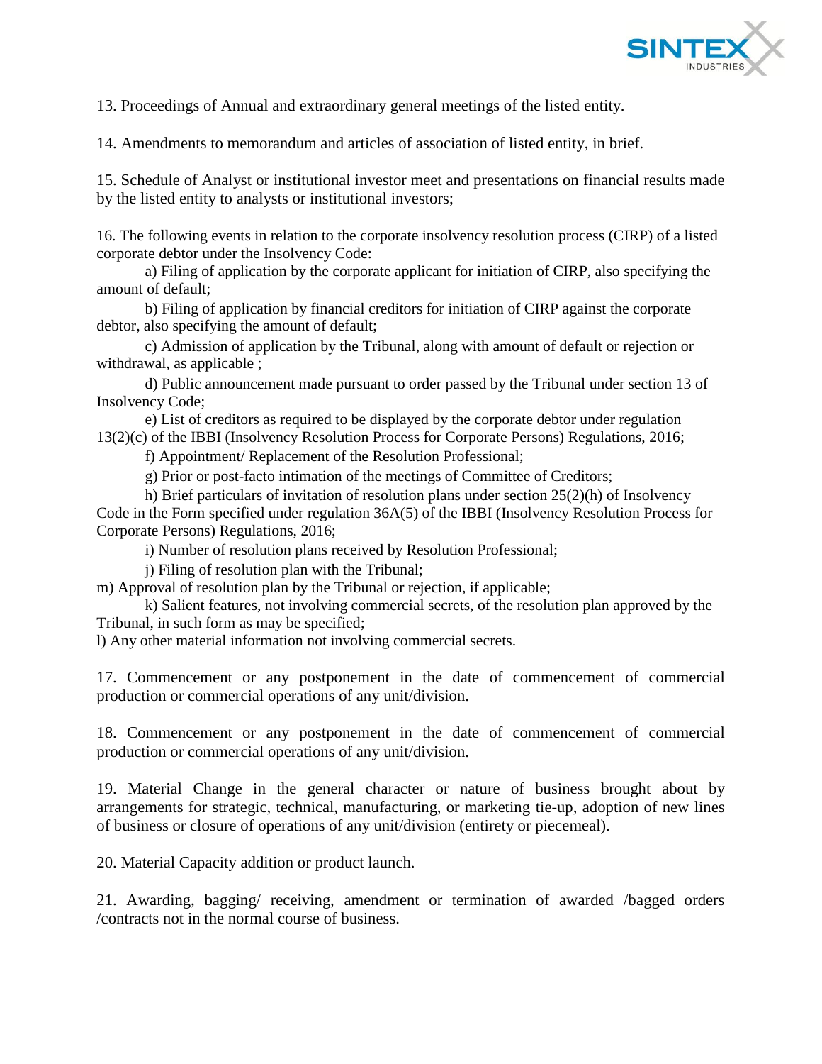13. Proceedings of Annual and extraordinary general meetings of the listed entity.

14. Amendments to memorandum and articles of association of listed entity, in brief.

15. Schedule of Analyst or institutional investor meet and presentations on financial results made by the listed entity to analysts or institutional investors;

16. The following events in relation to the corporate insolvency resolution process (CIRP) of a listed corporate debtor under the Insolvency Code:

a) Filing of application by the corporate applicant for initiation of CIRP, also specifying the amount of default;

b) Filing of application by financial creditors for initiation of CIRP against the corporate debtor, also specifying the amount of default;

c) Admission of application by the Tribunal, along with amount of default or rejection or withdrawal, as applicable ;

d) Public announcement made pursuant to order passed by the Tribunal under section 13 of Insolvency Code;

e) List of creditors as required to be displayed by the corporate debtor under regulation 13(2)(c) of the IBBI (Insolvency Resolution Process for Corporate Persons) Regulations, 2016;

f) Appointment/ Replacement of the Resolution Professional;

g) Prior or post-facto intimation of the meetings of Committee of Creditors;

h) Brief particulars of invitation of resolution plans under section 25(2)(h) of Insolvency Code in the Form specified under regulation 36A(5) of the IBBI (Insolvency Resolution Process for Corporate Persons) Regulations, 2016;

i) Number of resolution plans received by Resolution Professional;

j) Filing of resolution plan with the Tribunal;

m) Approval of resolution plan by the Tribunal or rejection, if applicable;

k) Salient features, not involving commercial secrets, of the resolution plan approved by the Tribunal, in such form as may be specified;

l) Any other material information not involving commercial secrets.

17. Commencement or any postponement in the date of commencement of commercial production or commercial operations of any unit/division.

18. Commencement or any postponement in the date of commencement of commercial production or commercial operations of any unit/division.

19. Material Change in the general character or nature of business brought about by arrangements for strategic, technical, manufacturing, or marketing tie-up, adoption of new lines of business or closure of operations of any unit/division (entirety or piecemeal).

20. Material Capacity addition or product launch.

21. Awarding, bagging/ receiving, amendment or termination of awarded /bagged orders /contracts not in the normal course of business.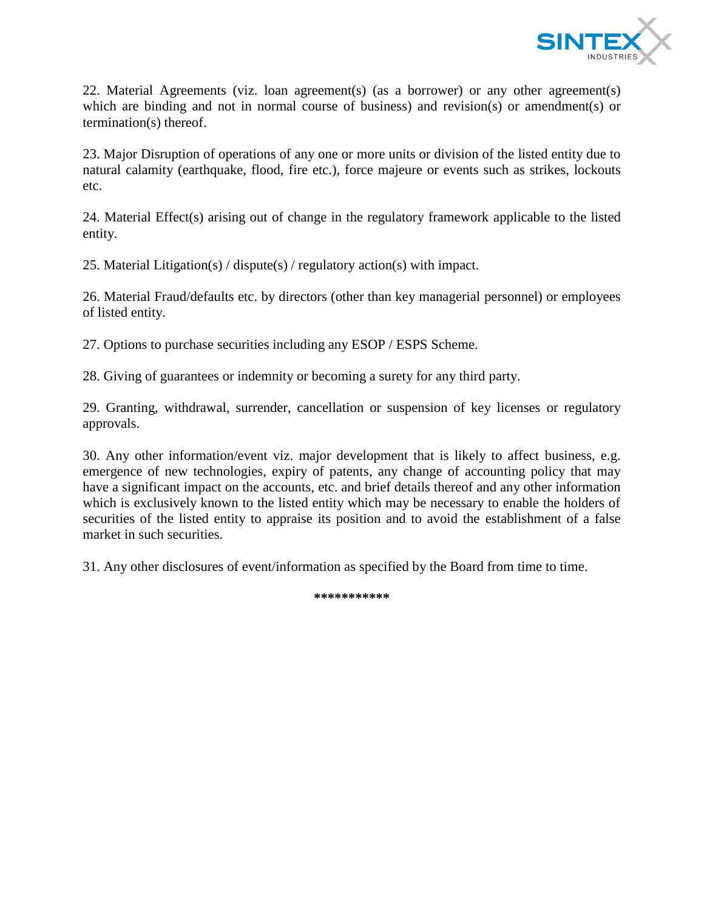22. Material Agreements (viz. loan agreement(s) (as a borrower) or any other agreement(s) which are binding and not in normal course of business) and revision(s) or amendment(s) or termination(s) thereof.

23. Major Disruption of operations of any one or more units or division of the listed entity due to natural calamity (earthquake, flood, fire etc.), force majeure or events such as strikes, lockouts etc.

24. Material Effect(s) arising out of change in the regulatory framework applicable to the listed entity.

25. Material Litigation(s) / dispute(s) / regulatory action(s) with impact.

26. Material Fraud/defaults etc. by directors (other than key managerial personnel) or employees of listed entity.

27. Options to purchase securities including any ESOP / ESPS Scheme.

28. Giving of guarantees or indemnity or becoming a surety for any third party.

29. Granting, withdrawal, surrender, cancellation or suspension of key licenses or regulatory approvals.

30. Any other information/event viz. major development that is likely to affect business, e.g. emergence of new technologies, expiry of patents, any change of accounting policy that may have a significant impact on the accounts, etc. and brief details thereof and any other information which is exclusively known to the listed entity which may be necessary to enable the holders of securities of the listed entity to appraise its position and to avoid the establishment of a false market in such securities.

31. Any other disclosures of event/information as specified by the Board from time to time.

***********